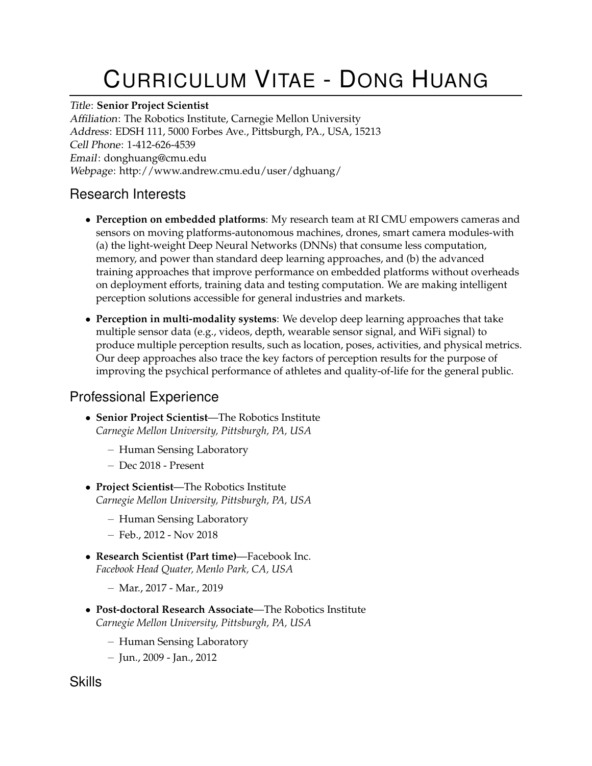# Curriculum Vitae - Dong Huang

*Title*: **Senior Project Scientist**
*Affiliation*: The Robotics Institute, Carnegie Mellon University
*Address*: EDSH 111, 5000 Forbes Ave., Pittsburgh, PA., USA, 15213
*Cell Phone*: 1-412-626-4539
*Email*: donghuang@cmu.edu
*Webpage*: http://www.andrew.cmu.edu/user/dghuang/

## Research Interests

- **Perception on embedded platforms**: My research team at RI CMU empowers cameras and sensors on moving platforms-autonomous machines, drones, smart camera modules-with (a) the light-weight Deep Neural Networks (DNNs) that consume less computation, memory, and power than standard deep learning approaches, and (b) the advanced training approaches that improve performance on embedded platforms without overheads on deployment efforts, training data and testing computation. We are making intelligent perception solutions accessible for general industries and markets.
- **Perception in multi-modality systems**: We develop deep learning approaches that take multiple sensor data (e.g., videos, depth, wearable sensor signal, and WiFi signal) to produce multiple perception results, such as location, poses, activities, and physical metrics. Our deep approaches also trace the key factors of perception results for the purpose of improving the psychical performance of athletes and quality-of-life for the general public.

## Professional Experience

- **Senior Project Scientist**—The Robotics Institute
  *Carnegie Mellon University, Pittsburgh, PA, USA*
  - Human Sensing Laboratory
  - Dec 2018 - Present
- **Project Scientist**—The Robotics Institute
  *Carnegie Mellon University, Pittsburgh, PA, USA*
  - Human Sensing Laboratory
  - Feb., 2012 - Nov 2018
- **Research Scientist (Part time)**—Facebook Inc.
  *Facebook Head Quater, Menlo Park, CA, USA*
  - Mar., 2017 - Mar., 2019
- **Post-doctoral Research Associate**—The Robotics Institute
  *Carnegie Mellon University, Pittsburgh, PA, USA*
  - Human Sensing Laboratory
  - Jun., 2009 - Jan., 2012

## Skills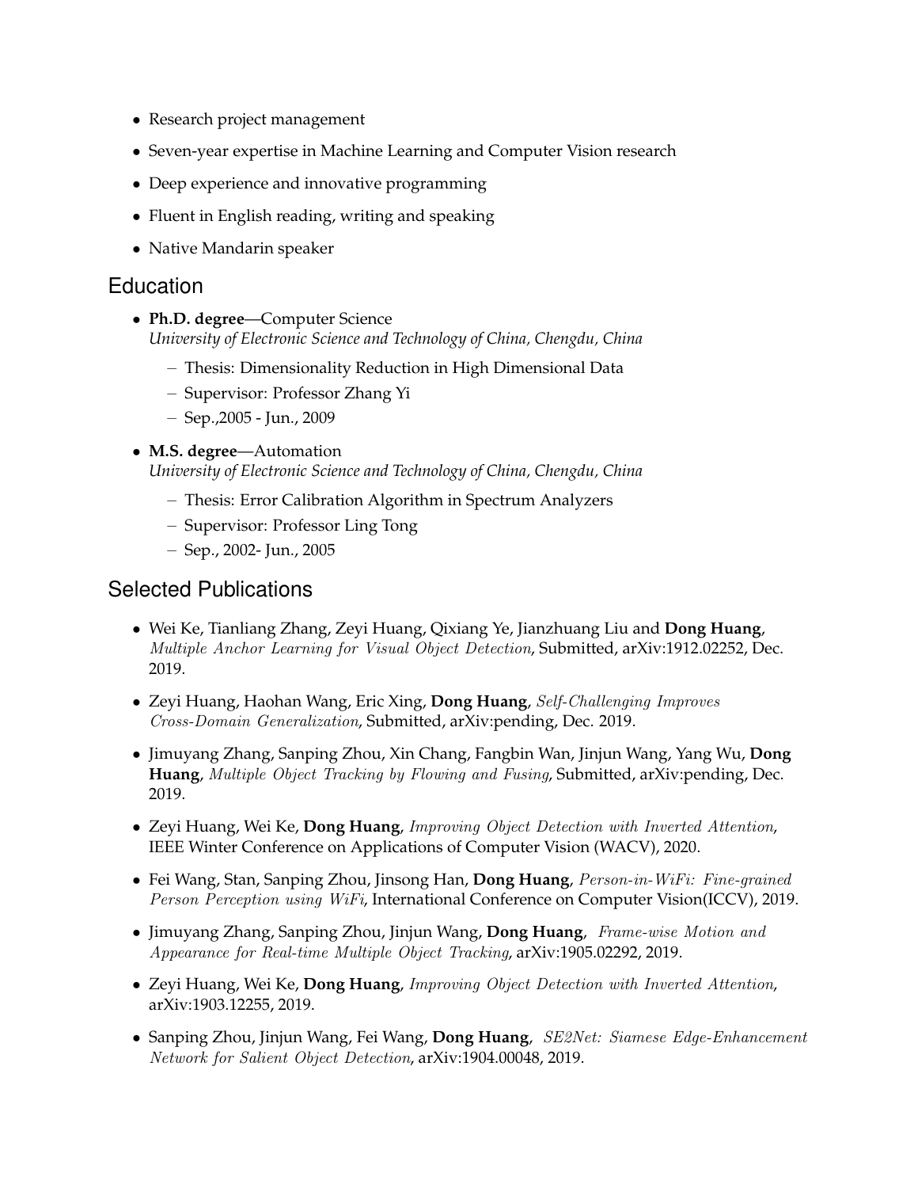- Research project management
- Seven-year expertise in Machine Learning and Computer Vision research
- Deep experience and innovative programming
- Fluent in English reading, writing and speaking
- Native Mandarin speaker

## Education

- **Ph.D. degree**—Computer Science
  *University of Electronic Science and Technology of China, Chengdu, China*
  - Thesis: Dimensionality Reduction in High Dimensional Data
  - Supervisor: Professor Zhang Yi
  - Sep.,2005 - Jun., 2009
- **M.S. degree**—Automation
  *University of Electronic Science and Technology of China, Chengdu, China*
  - Thesis: Error Calibration Algorithm in Spectrum Analyzers
  - Supervisor: Professor Ling Tong
  - Sep., 2002- Jun., 2005

## Selected Publications

- Wei Ke, Tianliang Zhang, Zeyi Huang, Qixiang Ye, Jianzhuang Liu and **Dong Huang**, *Multiple Anchor Learning for Visual Object Detection*, Submitted, arXiv:1912.02252, Dec. 2019.
- Zeyi Huang, Haohan Wang, Eric Xing, **Dong Huang**, *Self-Challenging Improves Cross-Domain Generalization*, Submitted, arXiv:pending, Dec. 2019.
- Jimuyang Zhang, Sanping Zhou, Xin Chang, Fangbin Wan, Jinjun Wang, Yang Wu, **Dong Huang**, *Multiple Object Tracking by Flowing and Fusing*, Submitted, arXiv:pending, Dec. 2019.
- Zeyi Huang, Wei Ke, **Dong Huang**, *Improving Object Detection with Inverted Attention*, IEEE Winter Conference on Applications of Computer Vision (WACV), 2020.
- Fei Wang, Stan, Sanping Zhou, Jinsong Han, **Dong Huang**, *Person-in-WiFi: Fine-grained Person Perception using WiFi*, International Conference on Computer Vision(ICCV), 2019.
- Jimuyang Zhang, Sanping Zhou, Jinjun Wang, **Dong Huang**, *Frame-wise Motion and Appearance for Real-time Multiple Object Tracking*, arXiv:1905.02292, 2019.
- Zeyi Huang, Wei Ke, **Dong Huang**, *Improving Object Detection with Inverted Attention*, arXiv:1903.12255, 2019.
- Sanping Zhou, Jinjun Wang, Fei Wang, **Dong Huang**, *SE2Net: Siamese Edge-Enhancement Network for Salient Object Detection*, arXiv:1904.00048, 2019.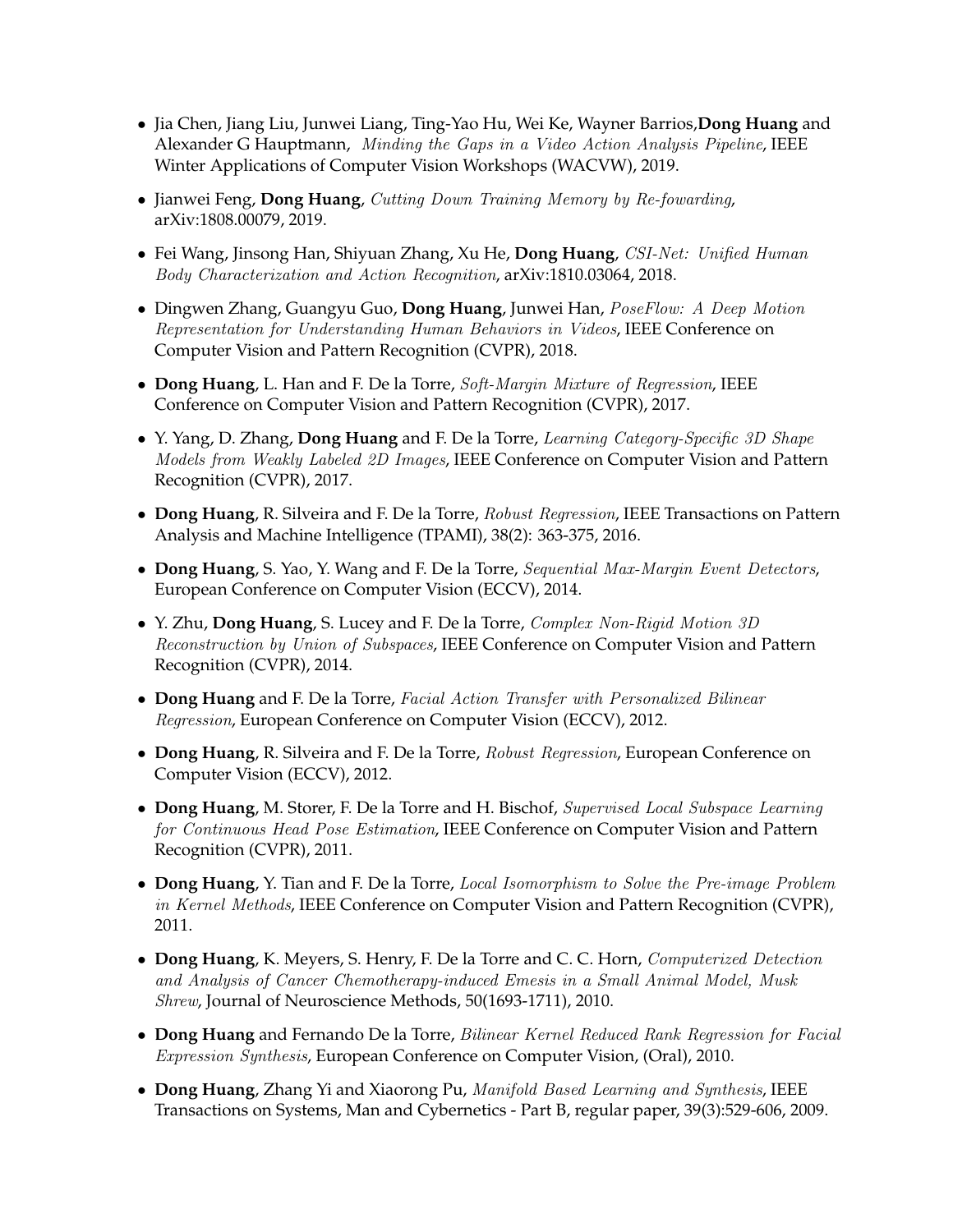- Jia Chen, Jiang Liu, Junwei Liang, Ting-Yao Hu, Wei Ke, Wayner Barrios,**Dong Huang** and Alexander G Hauptmann, *Minding the Gaps in a Video Action Analysis Pipeline*, IEEE Winter Applications of Computer Vision Workshops (WACVW), 2019.
- Jianwei Feng, **Dong Huang**, *Cutting Down Training Memory by Re-fowarding*, arXiv:1808.00079, 2019.
- Fei Wang, Jinsong Han, Shiyuan Zhang, Xu He, **Dong Huang**, *CSI-Net: Unified Human Body Characterization and Action Recognition*, arXiv:1810.03064, 2018.
- Dingwen Zhang, Guangyu Guo, **Dong Huang**, Junwei Han, *PoseFlow: A Deep Motion Representation for Understanding Human Behaviors in Videos*, IEEE Conference on Computer Vision and Pattern Recognition (CVPR), 2018.
- **Dong Huang**, L. Han and F. De la Torre, *Soft-Margin Mixture of Regression*, IEEE Conference on Computer Vision and Pattern Recognition (CVPR), 2017.
- Y. Yang, D. Zhang, **Dong Huang** and F. De la Torre, *Learning Category-Specific 3D Shape Models from Weakly Labeled 2D Images*, IEEE Conference on Computer Vision and Pattern Recognition (CVPR), 2017.
- **Dong Huang**, R. Silveira and F. De la Torre, *Robust Regression*, IEEE Transactions on Pattern Analysis and Machine Intelligence (TPAMI), 38(2): 363-375, 2016.
- **Dong Huang**, S. Yao, Y. Wang and F. De la Torre, *Sequential Max-Margin Event Detectors*, European Conference on Computer Vision (ECCV), 2014.
- Y. Zhu, **Dong Huang**, S. Lucey and F. De la Torre, *Complex Non-Rigid Motion 3D Reconstruction by Union of Subspaces*, IEEE Conference on Computer Vision and Pattern Recognition (CVPR), 2014.
- **Dong Huang** and F. De la Torre, *Facial Action Transfer with Personalized Bilinear Regression*, European Conference on Computer Vision (ECCV), 2012.
- **Dong Huang**, R. Silveira and F. De la Torre, *Robust Regression*, European Conference on Computer Vision (ECCV), 2012.
- **Dong Huang**, M. Storer, F. De la Torre and H. Bischof, *Supervised Local Subspace Learning for Continuous Head Pose Estimation*, IEEE Conference on Computer Vision and Pattern Recognition (CVPR), 2011.
- **Dong Huang**, Y. Tian and F. De la Torre, *Local Isomorphism to Solve the Pre-image Problem in Kernel Methods*, IEEE Conference on Computer Vision and Pattern Recognition (CVPR), 2011.
- **Dong Huang**, K. Meyers, S. Henry, F. De la Torre and C. C. Horn, *Computerized Detection and Analysis of Cancer Chemotherapy-induced Emesis in a Small Animal Model, Musk Shrew*, Journal of Neuroscience Methods, 50(1693-1711), 2010.
- **Dong Huang** and Fernando De la Torre, *Bilinear Kernel Reduced Rank Regression for Facial Expression Synthesis*, European Conference on Computer Vision, (Oral), 2010.
- **Dong Huang**, Zhang Yi and Xiaorong Pu, *Manifold Based Learning and Synthesis*, IEEE Transactions on Systems, Man and Cybernetics - Part B, regular paper, 39(3):529-606, 2009.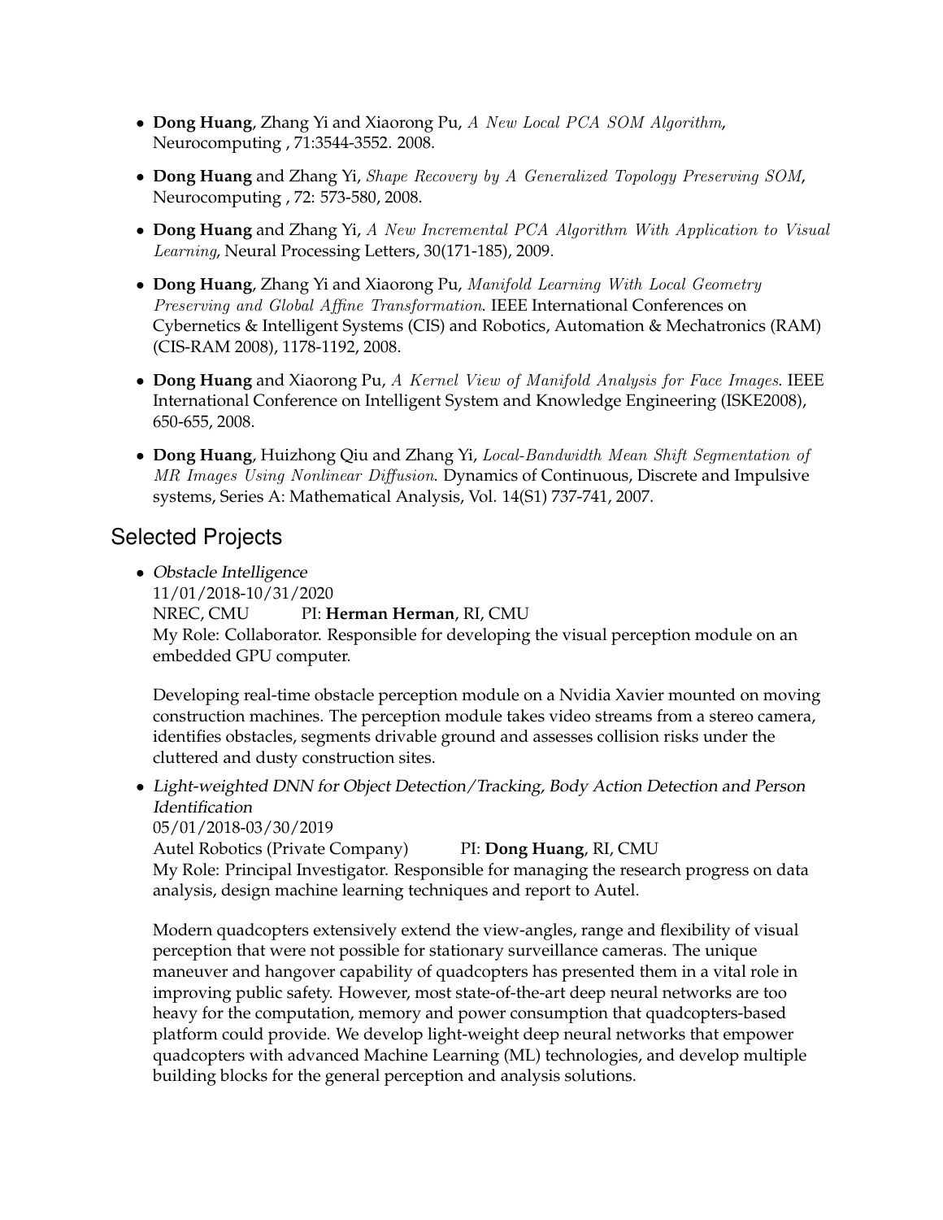- **Dong Huang**, Zhang Yi and Xiaorong Pu, *A New Local PCA SOM Algorithm*, Neurocomputing , 71:3544-3552. 2008.
- **Dong Huang** and Zhang Yi, *Shape Recovery by A Generalized Topology Preserving SOM*, Neurocomputing , 72: 573-580, 2008.
- **Dong Huang** and Zhang Yi, *A New Incremental PCA Algorithm With Application to Visual Learning*, Neural Processing Letters, 30(171-185), 2009.
- **Dong Huang**, Zhang Yi and Xiaorong Pu, *Manifold Learning With Local Geometry Preserving and Global Affine Transformation*. IEEE International Conferences on Cybernetics & Intelligent Systems (CIS) and Robotics, Automation & Mechatronics (RAM) (CIS-RAM 2008), 1178-1192, 2008.
- **Dong Huang** and Xiaorong Pu, *A Kernel View of Manifold Analysis for Face Images*. IEEE International Conference on Intelligent System and Knowledge Engineering (ISKE2008), 650-655, 2008.
- **Dong Huang**, Huizhong Qiu and Zhang Yi, *Local-Bandwidth Mean Shift Segmentation of MR Images Using Nonlinear Diffusion*. Dynamics of Continuous, Discrete and Impulsive systems, Series A: Mathematical Analysis, Vol. 14(S1) 737-741, 2007.

## Selected Projects

- *Obstacle Intelligence*
  11/01/2018-10/31/2020
  NREC, CMU PI: **Herman Herman**, RI, CMU
  My Role: Collaborator. Responsible for developing the visual perception module on an embedded GPU computer.

  Developing real-time obstacle perception module on a Nvidia Xavier mounted on moving construction machines. The perception module takes video streams from a stereo camera, identifies obstacles, segments drivable ground and assesses collision risks under the cluttered and dusty construction sites.

- *Light-weighted DNN for Object Detection/Tracking, Body Action Detection and Person Identification*
  05/01/2018-03/30/2019
  Autel Robotics (Private Company) PI: **Dong Huang**, RI, CMU
  My Role: Principal Investigator. Responsible for managing the research progress on data analysis, design machine learning techniques and report to Autel.

  Modern quadcopters extensively extend the view-angles, range and flexibility of visual perception that were not possible for stationary surveillance cameras. The unique maneuver and hangover capability of quadcopters has presented them in a vital role in improving public safety. However, most state-of-the-art deep neural networks are too heavy for the computation, memory and power consumption that quadcopters-based platform could provide. We develop light-weight deep neural networks that empower quadcopters with advanced Machine Learning (ML) technologies, and develop multiple building blocks for the general perception and analysis solutions.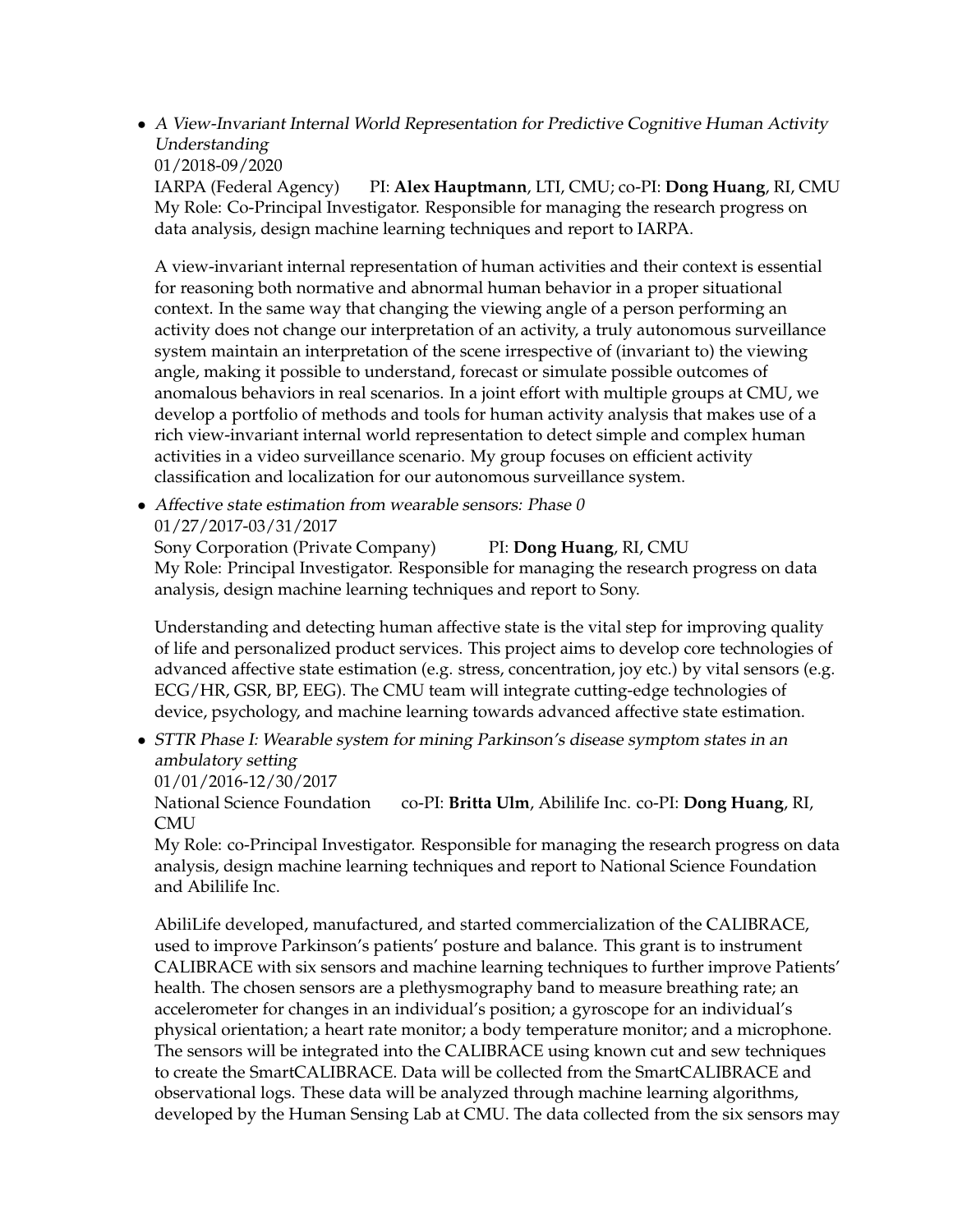- *A View-Invariant Internal World Representation for Predictive Cognitive Human Activity Understanding*
  01/2018-09/2020
  IARPA (Federal Agency) PI: **Alex Hauptmann**, LTI, CMU; co-PI: **Dong Huang**, RI, CMU
  My Role: Co-Principal Investigator. Responsible for managing the research progress on data analysis, design machine learning techniques and report to IARPA.

  A view-invariant internal representation of human activities and their context is essential for reasoning both normative and abnormal human behavior in a proper situational context. In the same way that changing the viewing angle of a person performing an activity does not change our interpretation of an activity, a truly autonomous surveillance system maintain an interpretation of the scene irrespective of (invariant to) the viewing angle, making it possible to understand, forecast or simulate possible outcomes of anomalous behaviors in real scenarios. In a joint effort with multiple groups at CMU, we develop a portfolio of methods and tools for human activity analysis that makes use of a rich view-invariant internal world representation to detect simple and complex human activities in a video surveillance scenario. My group focuses on efficient activity classification and localization for our autonomous surveillance system.

- *Affective state estimation from wearable sensors: Phase 0*
  01/27/2017-03/31/2017
  Sony Corporation (Private Company) PI: **Dong Huang**, RI, CMU
  My Role: Principal Investigator. Responsible for managing the research progress on data analysis, design machine learning techniques and report to Sony.

  Understanding and detecting human affective state is the vital step for improving quality of life and personalized product services. This project aims to develop core technologies of advanced affective state estimation (e.g. stress, concentration, joy etc.) by vital sensors (e.g. ECG/HR, GSR, BP, EEG). The CMU team will integrate cutting-edge technologies of device, psychology, and machine learning towards advanced affective state estimation.

- *STTR Phase I: Wearable system for mining Parkinson's disease symptom states in an ambulatory setting*
  01/01/2016-12/30/2017
  National Science Foundation co-PI: **Britta Ulm**, Abililife Inc. co-PI: **Dong Huang**, RI, CMU
  My Role: co-Principal Investigator. Responsible for managing the research progress on data analysis, design machine learning techniques and report to National Science Foundation and Abililife Inc.

  AbiliLife developed, manufactured, and started commercialization of the CALIBRACE, used to improve Parkinson's patients' posture and balance. This grant is to instrument CALIBRACE with six sensors and machine learning techniques to further improve Patients' health. The chosen sensors are a plethysmography band to measure breathing rate; an accelerometer for changes in an individual's position; a gyroscope for an individual's physical orientation; a heart rate monitor; a body temperature monitor; and a microphone. The sensors will be integrated into the CALIBRACE using known cut and sew techniques to create the SmartCALIBRACE. Data will be collected from the SmartCALIBRACE and observational logs. These data will be analyzed through machine learning algorithms, developed by the Human Sensing Lab at CMU. The data collected from the six sensors may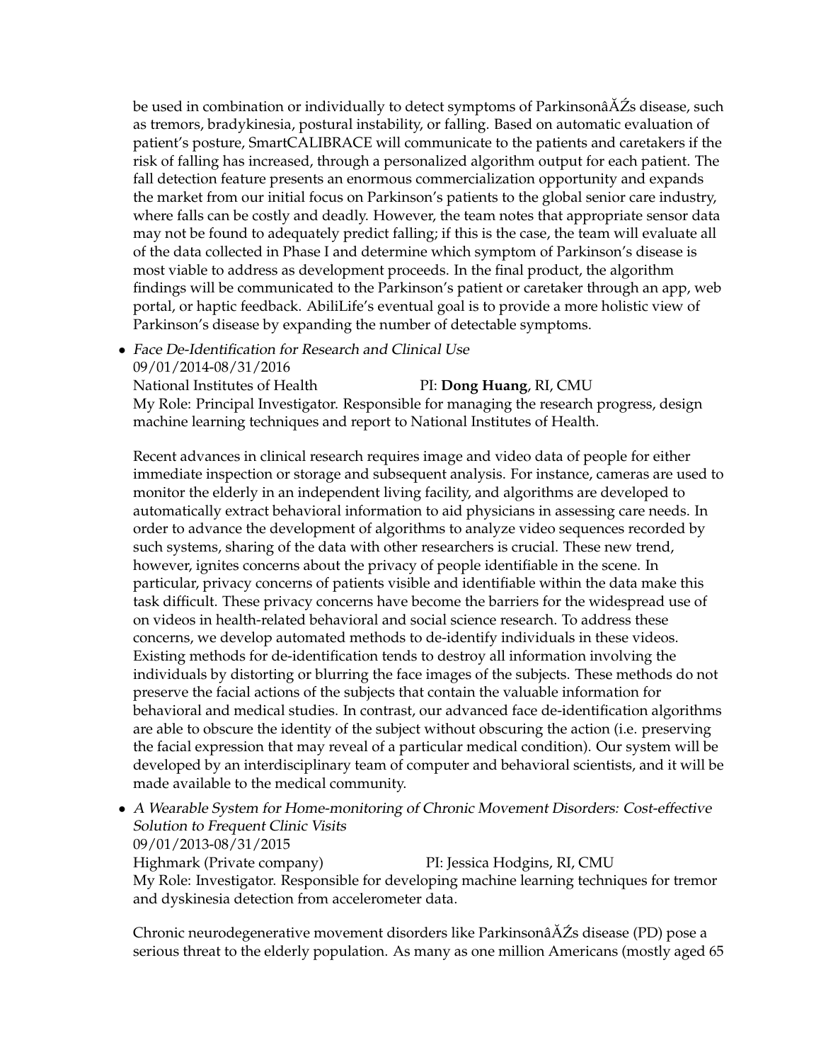be used in combination or individually to detect symptoms of ParkinsonâĂŹs disease, such as tremors, bradykinesia, postural instability, or falling. Based on automatic evaluation of patient's posture, SmartCALIBRACE will communicate to the patients and caretakers if the risk of falling has increased, through a personalized algorithm output for each patient. The fall detection feature presents an enormous commercialization opportunity and expands the market from our initial focus on Parkinson's patients to the global senior care industry, where falls can be costly and deadly. However, the team notes that appropriate sensor data may not be found to adequately predict falling; if this is the case, the team will evaluate all of the data collected in Phase I and determine which symptom of Parkinson's disease is most viable to address as development proceeds. In the final product, the algorithm findings will be communicated to the Parkinson's patient or caretaker through an app, web portal, or haptic feedback. AbiliLife's eventual goal is to provide a more holistic view of Parkinson's disease by expanding the number of detectable symptoms.

- *Face De-Identification for Research and Clinical Use*
  09/01/2014-08/31/2016
  National Institutes of Health PI: **Dong Huang**, RI, CMU
  My Role: Principal Investigator. Responsible for managing the research progress, design machine learning techniques and report to National Institutes of Health.

  Recent advances in clinical research requires image and video data of people for either immediate inspection or storage and subsequent analysis. For instance, cameras are used to monitor the elderly in an independent living facility, and algorithms are developed to automatically extract behavioral information to aid physicians in assessing care needs. In order to advance the development of algorithms to analyze video sequences recorded by such systems, sharing of the data with other researchers is crucial. These new trend, however, ignites concerns about the privacy of people identifiable in the scene. In particular, privacy concerns of patients visible and identifiable within the data make this task difficult. These privacy concerns have become the barriers for the widespread use of on videos in health-related behavioral and social science research. To address these concerns, we develop automated methods to de-identify individuals in these videos. Existing methods for de-identification tends to destroy all information involving the individuals by distorting or blurring the face images of the subjects. These methods do not preserve the facial actions of the subjects that contain the valuable information for behavioral and medical studies. In contrast, our advanced face de-identification algorithms are able to obscure the identity of the subject without obscuring the action (i.e. preserving the facial expression that may reveal of a particular medical condition). Our system will be developed by an interdisciplinary team of computer and behavioral scientists, and it will be made available to the medical community.

- *A Wearable System for Home-monitoring of Chronic Movement Disorders: Cost-effective Solution to Frequent Clinic Visits*
  09/01/2013-08/31/2015
  Highmark (Private company) PI: Jessica Hodgins, RI, CMU
  My Role: Investigator. Responsible for developing machine learning techniques for tremor and dyskinesia detection from accelerometer data.

  Chronic neurodegenerative movement disorders like ParkinsonâĂŹs disease (PD) pose a serious threat to the elderly population. As many as one million Americans (mostly aged 65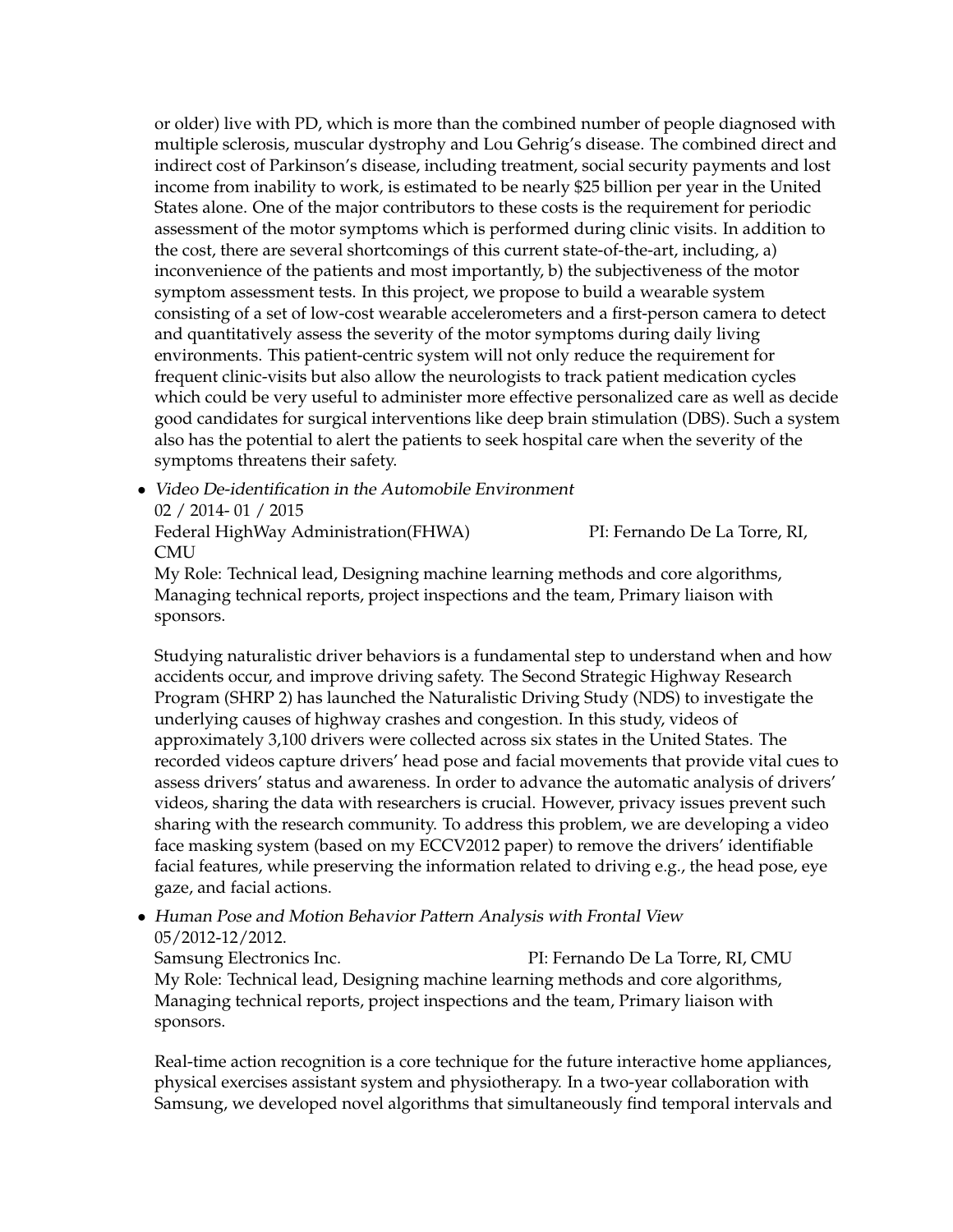or older) live with PD, which is more than the combined number of people diagnosed with multiple sclerosis, muscular dystrophy and Lou Gehrig's disease. The combined direct and indirect cost of Parkinson's disease, including treatment, social security payments and lost income from inability to work, is estimated to be nearly $25 billion per year in the United States alone. One of the major contributors to these costs is the requirement for periodic assessment of the motor symptoms which is performed during clinic visits. In addition to the cost, there are several shortcomings of this current state-of-the-art, including, a) inconvenience of the patients and most importantly, b) the subjectiveness of the motor symptom assessment tests. In this project, we propose to build a wearable system consisting of a set of low-cost wearable accelerometers and a first-person camera to detect and quantitatively assess the severity of the motor symptoms during daily living environments. This patient-centric system will not only reduce the requirement for frequent clinic-visits but also allow the neurologists to track patient medication cycles which could be very useful to administer more effective personalized care as well as decide good candidates for surgical interventions like deep brain stimulation (DBS). Such a system also has the potential to alert the patients to seek hospital care when the severity of the symptoms threatens their safety.

- *Video De-identification in the Automobile Environment*
  02 / 2014- 01 / 2015
  Federal HighWay Administration(FHWA) PI: Fernando De La Torre, RI, CMU
  My Role: Technical lead, Designing machine learning methods and core algorithms, Managing technical reports, project inspections and the team, Primary liaison with sponsors.

  Studying naturalistic driver behaviors is a fundamental step to understand when and how accidents occur, and improve driving safety. The Second Strategic Highway Research Program (SHRP 2) has launched the Naturalistic Driving Study (NDS) to investigate the underlying causes of highway crashes and congestion. In this study, videos of approximately 3,100 drivers were collected across six states in the United States. The recorded videos capture drivers' head pose and facial movements that provide vital cues to assess drivers' status and awareness. In order to advance the automatic analysis of drivers' videos, sharing the data with researchers is crucial. However, privacy issues prevent such sharing with the research community. To address this problem, we are developing a video face masking system (based on my ECCV2012 paper) to remove the drivers' identifiable facial features, while preserving the information related to driving e.g., the head pose, eye gaze, and facial actions.

- *Human Pose and Motion Behavior Pattern Analysis with Frontal View*
  05/2012-12/2012.
  Samsung Electronics Inc. PI: Fernando De La Torre, RI, CMU
  My Role: Technical lead, Designing machine learning methods and core algorithms, Managing technical reports, project inspections and the team, Primary liaison with sponsors.

  Real-time action recognition is a core technique for the future interactive home appliances, physical exercises assistant system and physiotherapy. In a two-year collaboration with Samsung, we developed novel algorithms that simultaneously find temporal intervals and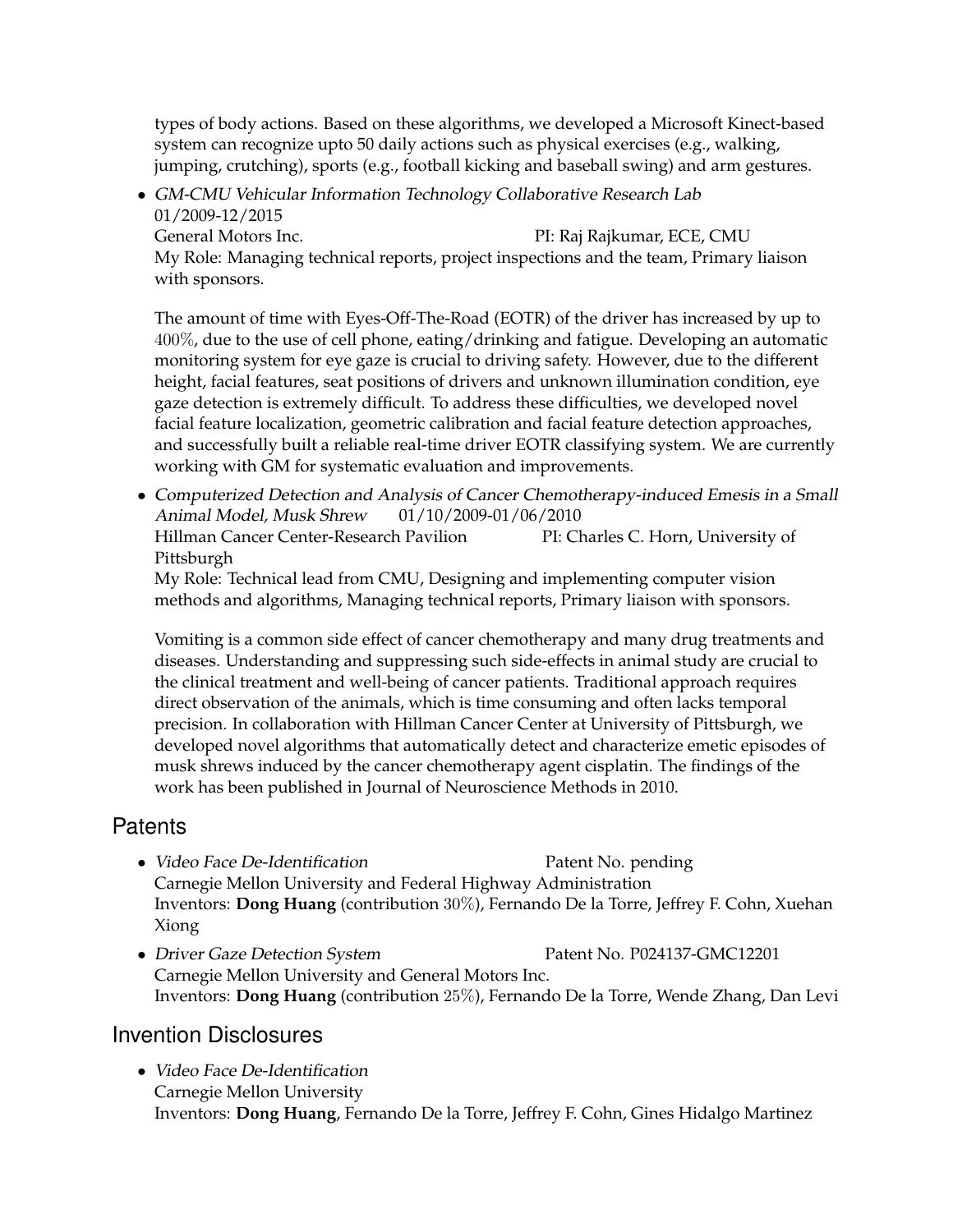types of body actions. Based on these algorithms, we developed a Microsoft Kinect-based system can recognize upto 50 daily actions such as physical exercises (e.g., walking, jumping, crutching), sports (e.g., football kicking and baseball swing) and arm gestures.

- *GM-CMU Vehicular Information Technology Collaborative Research Lab*
  01/2009-12/2015
  General Motors Inc. PI: Raj Rajkumar, ECE, CMU
  My Role: Managing technical reports, project inspections and the team, Primary liaison with sponsors.

  The amount of time with Eyes-Off-The-Road (EOTR) of the driver has increased by up to $400\%$, due to the use of cell phone, eating/drinking and fatigue. Developing an automatic monitoring system for eye gaze is crucial to driving safety. However, due to the different height, facial features, seat positions of drivers and unknown illumination condition, eye gaze detection is extremely difficult. To address these difficulties, we developed novel facial feature localization, geometric calibration and facial feature detection approaches, and successfully built a reliable real-time driver EOTR classifying system. We are currently working with GM for systematic evaluation and improvements.

- *Computerized Detection and Analysis of Cancer Chemotherapy-induced Emesis in a Small Animal Model, Musk Shrew* 01/10/2009-01/06/2010
  Hillman Cancer Center-Research Pavilion PI: Charles C. Horn, University of Pittsburgh
  My Role: Technical lead from CMU, Designing and implementing computer vision methods and algorithms, Managing technical reports, Primary liaison with sponsors.

  Vomiting is a common side effect of cancer chemotherapy and many drug treatments and diseases. Understanding and suppressing such side-effects in animal study are crucial to the clinical treatment and well-being of cancer patients. Traditional approach requires direct observation of the animals, which is time consuming and often lacks temporal precision. In collaboration with Hillman Cancer Center at University of Pittsburgh, we developed novel algorithms that automatically detect and characterize emetic episodes of musk shrews induced by the cancer chemotherapy agent cisplatin. The findings of the work has been published in Journal of Neuroscience Methods in 2010.

## Patents

- *Video Face De-Identification* Patent No. pending
  Carnegie Mellon University and Federal Highway Administration
  Inventors: **Dong Huang** (contribution $30\%$), Fernando De la Torre, Jeffrey F. Cohn, Xuehan Xiong
- *Driver Gaze Detection System* Patent No. P024137-GMC12201
  Carnegie Mellon University and General Motors Inc.
  Inventors: **Dong Huang** (contribution $25\%$), Fernando De la Torre, Wende Zhang, Dan Levi

## Invention Disclosures

- *Video Face De-Identification*
  Carnegie Mellon University
  Inventors: **Dong Huang**, Fernando De la Torre, Jeffrey F. Cohn, Gines Hidalgo Martinez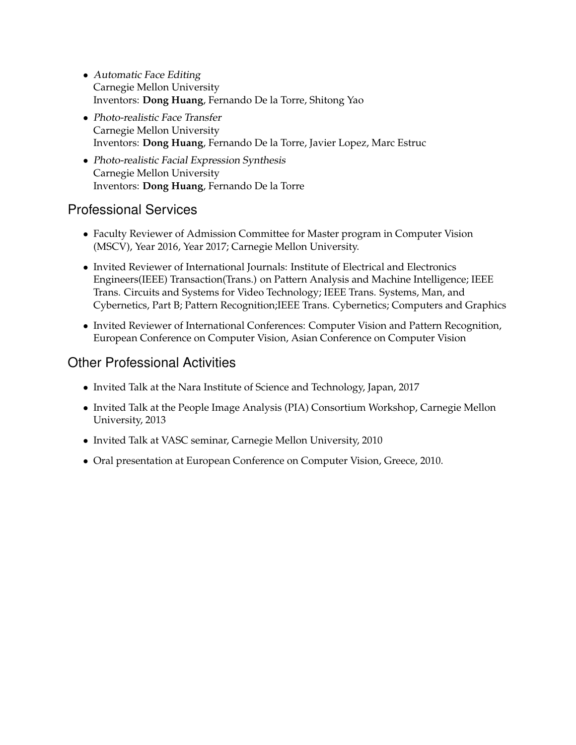- *Automatic Face Editing*
  Carnegie Mellon University
  Inventors: **Dong Huang**, Fernando De la Torre, Shitong Yao
- *Photo-realistic Face Transfer*
  Carnegie Mellon University
  Inventors: **Dong Huang**, Fernando De la Torre, Javier Lopez, Marc Estruc
- *Photo-realistic Facial Expression Synthesis*
  Carnegie Mellon University
  Inventors: **Dong Huang**, Fernando De la Torre

## Professional Services

- Faculty Reviewer of Admission Committee for Master program in Computer Vision (MSCV), Year 2016, Year 2017; Carnegie Mellon University.
- Invited Reviewer of International Journals: Institute of Electrical and Electronics Engineers(IEEE) Transaction(Trans.) on Pattern Analysis and Machine Intelligence; IEEE Trans. Circuits and Systems for Video Technology; IEEE Trans. Systems, Man, and Cybernetics, Part B; Pattern Recognition;IEEE Trans. Cybernetics; Computers and Graphics
- Invited Reviewer of International Conferences: Computer Vision and Pattern Recognition, European Conference on Computer Vision, Asian Conference on Computer Vision

## Other Professional Activities

- Invited Talk at the Nara Institute of Science and Technology, Japan, 2017
- Invited Talk at the People Image Analysis (PIA) Consortium Workshop, Carnegie Mellon University, 2013
- Invited Talk at VASC seminar, Carnegie Mellon University, 2010
- Oral presentation at European Conference on Computer Vision, Greece, 2010.